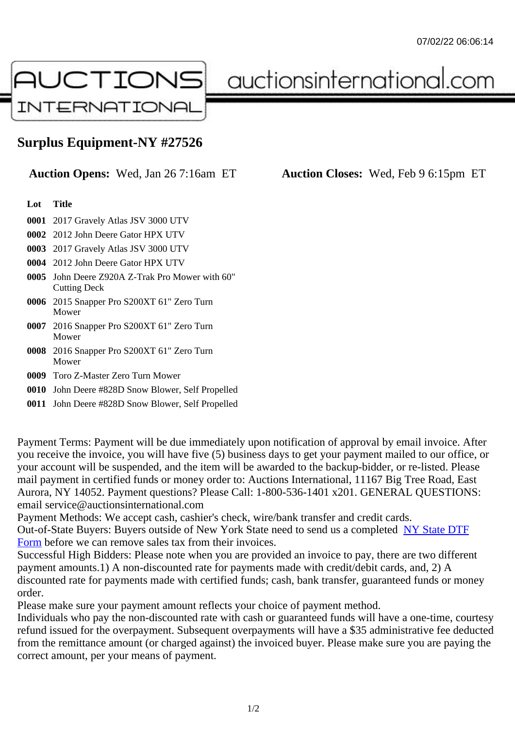# Surplus Equipment-NY #27526

**Auction Opens:** Wed, Jan 26 7:16am ET **Auction Closes:** Wed, Feb 9 6:15pm ET

| Lot | Title |
|---|---|
| **0001** | 2017 Gravely Atlas JSV 3000 UTV |
| **0002** | 2012 John Deere Gator HPX UTV |
| **0003** | 2017 Gravely Atlas JSV 3000 UTV |
| **0004** | 2012 John Deere Gator HPX UTV |
| **0005** | John Deere Z920A Z-Trak Pro Mower with 60" Cutting Deck |
| **0006** | 2015 Snapper Pro S200XT 61" Zero Turn Mower |
| **0007** | 2016 Snapper Pro S200XT 61" Zero Turn Mower |
| **0008** | 2016 Snapper Pro S200XT 61" Zero Turn Mower |
| **0009** | Toro Z-Master Zero Turn Mower |
| **0010** | John Deere #828D Snow Blower, Self Propelled |
| **0011** | John Deere #828D Snow Blower, Self Propelled |

Payment Terms: Payment will be due immediately upon notification of approval by email invoice. After you receive the invoice, you will have five (5) business days to get your payment mailed to our office, or your account will be suspended, and the item will be awarded to the backup-bidder, or re-listed. Please mail payment in certified funds or money order to: Auctions International, 11167 Big Tree Road, East Aurora, NY 14052. Payment questions? Please Call: 1-800-536-1401 x201. GENERAL QUESTIONS: email service@auctionsinternational.com
Payment Methods: We accept cash, cashier's check, wire/bank transfer and credit cards.
Out-of-State Buyers: Buyers outside of New York State need to send us a completed NY State DTF Form before we can remove sales tax from their invoices.
Successful High Bidders: Please note when you are provided an invoice to pay, there are two different payment amounts.1) A non-discounted rate for payments made with credit/debit cards, and, 2) A discounted rate for payments made with certified funds; cash, bank transfer, guaranteed funds or money order.
Please make sure your payment amount reflects your choice of payment method.
Individuals who pay the non-discounted rate with cash or guaranteed funds will have a one-time, courtesy refund issued for the overpayment. Subsequent overpayments will have a $35 administrative fee deducted from the remittance amount (or charged against) the invoiced buyer. Please make sure you are paying the correct amount, per your means of payment.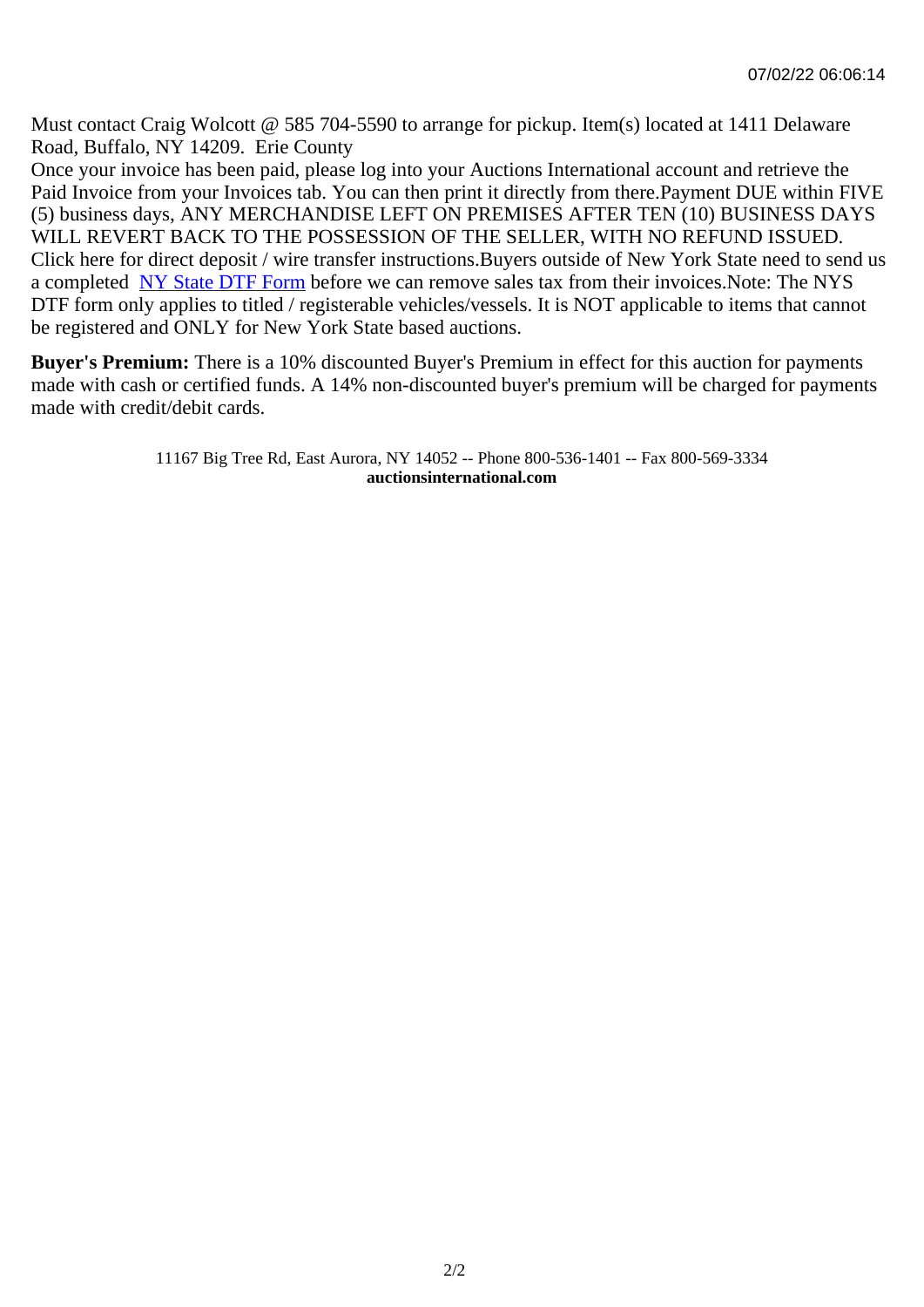Must contact Craig Wolcott @ 585 704-5590 to arrange for pickup. Item(s) located at 1411 Delaware Road, Buffalo, NY 14209. Erie County
Once your invoice has been paid, please log into your Auctions International account and retrieve the Paid Invoice from your Invoices tab. You can then print it directly from there.Payment DUE within FIVE (5) business days, ANY MERCHANDISE LEFT ON PREMISES AFTER TEN (10) BUSINESS DAYS WILL REVERT BACK TO THE POSSESSION OF THE SELLER, WITH NO REFUND ISSUED. Click here for direct deposit / wire transfer instructions.Buyers outside of New York State need to send us a completed NY State DTF Form before we can remove sales tax from their invoices.Note: The NYS DTF form only applies to titled / registerable vehicles/vessels. It is NOT applicable to items that cannot be registered and ONLY for New York State based auctions.

**Buyer's Premium:** There is a 10% discounted Buyer's Premium in effect for this auction for payments made with cash or certified funds. A 14% non-discounted buyer's premium will be charged for payments made with credit/debit cards.

11167 Big Tree Rd, East Aurora, NY 14052 -- Phone 800-536-1401 -- Fax 800-569-3334
**auctionsinternational.com**